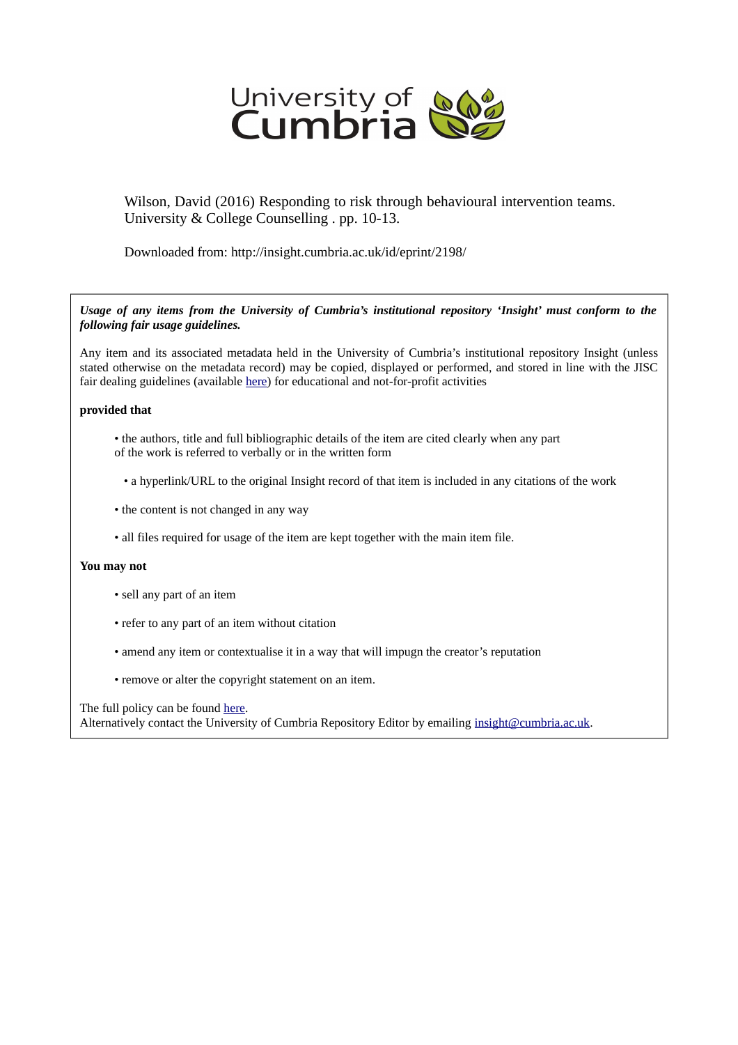University of Cumbria

Wilson, David (2016) Responding to risk through behavioural intervention teams. University & College Counselling . pp. 10-13.

Downloaded from: http://insight.cumbria.ac.uk/id/eprint/2198/

***Usage of any items from the University of Cumbria's institutional repository 'Insight' must conform to the following fair usage guidelines.***

Any item and its associated metadata held in the University of Cumbria's institutional repository Insight (unless stated otherwise on the metadata record) may be copied, displayed or performed, and stored in line with the JISC fair dealing guidelines (available here) for educational and not-for-profit activities

**provided that**

- the authors, title and full bibliographic details of the item are cited clearly when any part of the work is referred to verbally or in the written form
- a hyperlink/URL to the original Insight record of that item is included in any citations of the work
- the content is not changed in any way
- all files required for usage of the item are kept together with the main item file.

**You may not**

- sell any part of an item
- refer to any part of an item without citation
- amend any item or contextualise it in a way that will impugn the creator's reputation
- remove or alter the copyright statement on an item.

The full policy can be found here.
Alternatively contact the University of Cumbria Repository Editor by emailing insight@cumbria.ac.uk.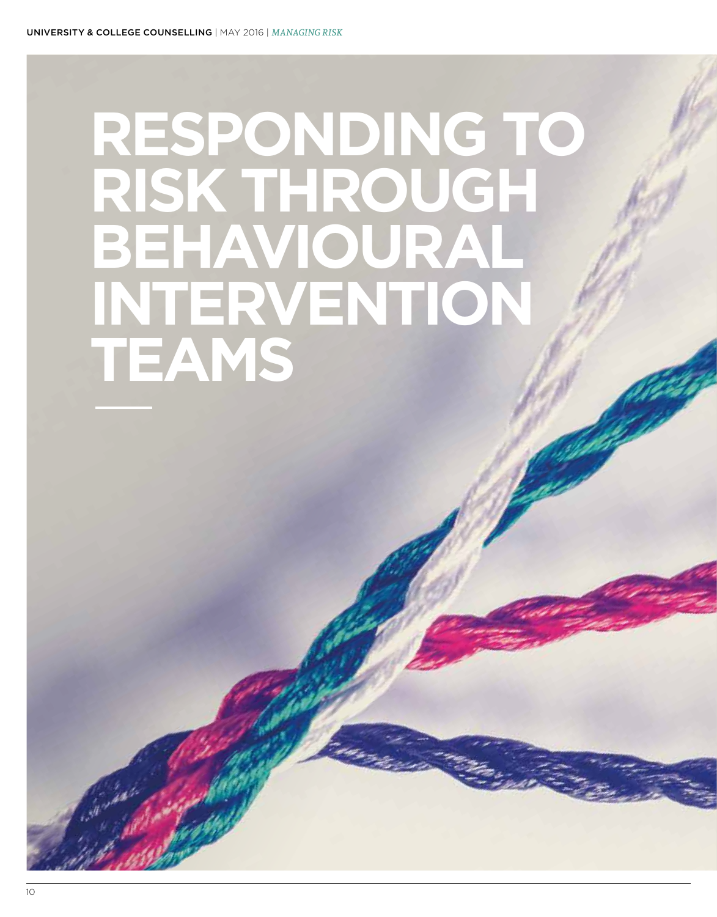# RESPONDING TO RISK THROUGH BEHAVIOURAL INTERVENTION TEAMS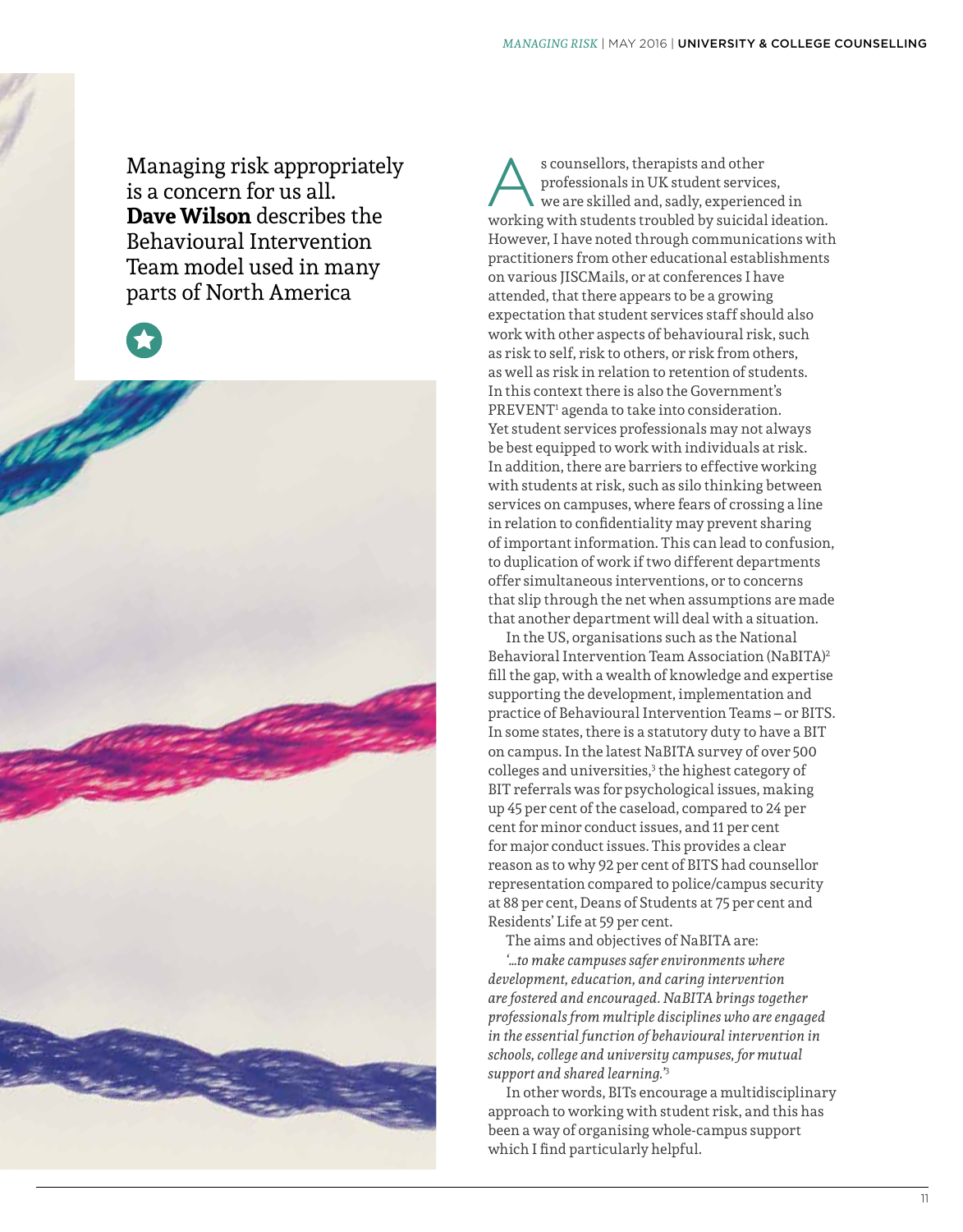Managing risk appropriately is a concern for us all. **Dave Wilson** describes the Behavioural Intervention Team model used in many parts of North America

As counsellors, therapists and other professionals in UK student services, we are skilled and, sadly, experienced in working with students troubled by suicidal ideation. However, I have noted through communications with practitioners from other educational establishments on various JISCMails, or at conferences I have attended, that there appears to be a growing expectation that student services staff should also work with other aspects of behavioural risk, such as risk to self, risk to others, or risk from others, as well as risk in relation to retention of students. In this context there is also the Government's PREVENT[1] agenda to take into consideration. Yet student services professionals may not always be best equipped to work with individuals at risk. In addition, there are barriers to effective working with students at risk, such as silo thinking between services on campuses, where fears of crossing a line in relation to confidentiality may prevent sharing of important information. This can lead to confusion, to duplication of work if two different departments offer simultaneous interventions, or to concerns that slip through the net when assumptions are made that another department will deal with a situation.

In the US, organisations such as the National Behavioral Intervention Team Association (NaBITA)[2] fill the gap, with a wealth of knowledge and expertise supporting the development, implementation and practice of Behavioural Intervention Teams – or BITS. In some states, there is a statutory duty to have a BIT on campus. In the latest NaBITA survey of over 500 colleges and universities,[3] the highest category of BIT referrals was for psychological issues, making up 45 per cent of the caseload, compared to 24 per cent for minor conduct issues, and 11 per cent for major conduct issues. This provides a clear reason as to why 92 per cent of BITS had counsellor representation compared to police/campus security at 88 per cent, Deans of Students at 75 per cent and Residents' Life at 59 per cent.

The aims and objectives of NaBITA are:

*'...to make campuses safer environments where development, education, and caring intervention are fostered and encouraged. NaBITA brings together professionals from multiple disciplines who are engaged in the essential function of behavioural intervention in schools, college and university campuses, for mutual support and shared learning.'*[3]

In other words, BITs encourage a multidisciplinary approach to working with student risk, and this has been a way of organising whole-campus support which I find particularly helpful.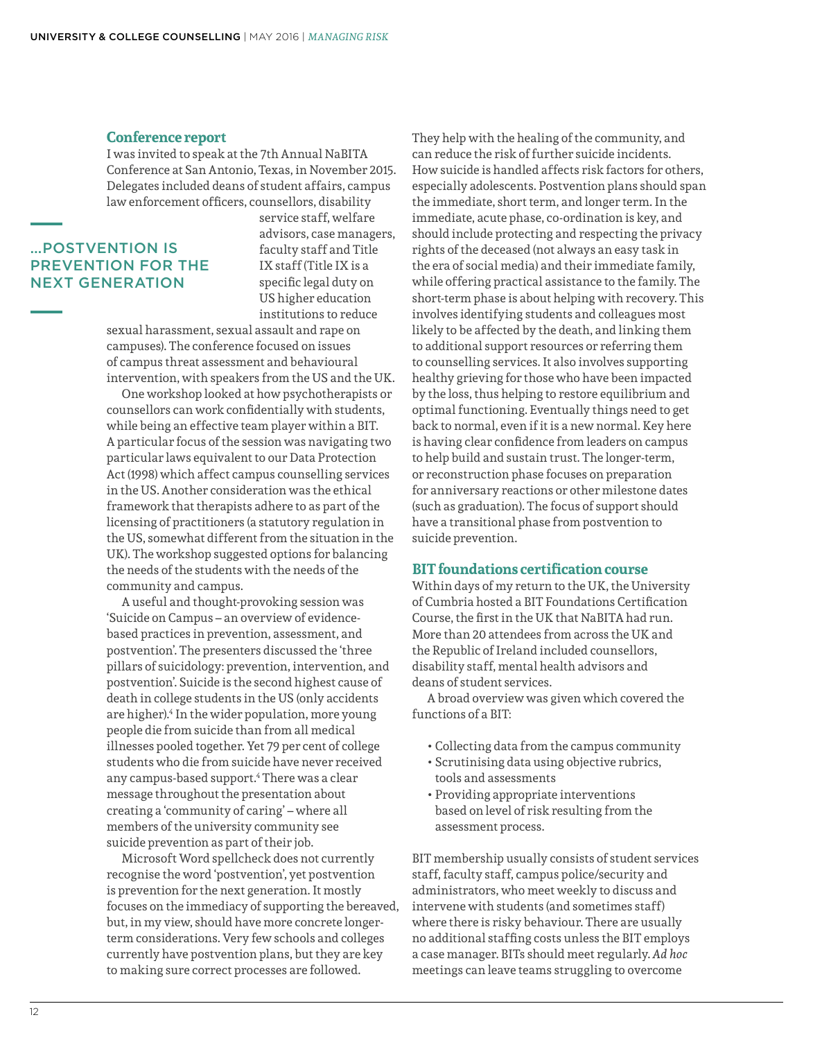## Conference report

I was invited to speak at the 7th Annual NaBITA Conference at San Antonio, Texas, in November 2015. Delegates included deans of student affairs, campus law enforcement officers, counsellors, disability service staff, welfare advisors, case managers, faculty staff and Title IX staff (Title IX is a specific legal duty on US higher education institutions to reduce sexual harassment, sexual assault and rape on campuses). The conference focused on issues of campus threat assessment and behavioural intervention, with speakers from the US and the UK.

> ...POSTVENTION IS PREVENTION FOR THE NEXT GENERATION

One workshop looked at how psychotherapists or counsellors can work confidentially with students, while being an effective team player within a BIT. A particular focus of the session was navigating two particular laws equivalent to our Data Protection Act (1998) which affect campus counselling services in the US. Another consideration was the ethical framework that therapists adhere to as part of the licensing of practitioners (a statutory regulation in the US, somewhat different from the situation in the UK). The workshop suggested options for balancing the needs of the students with the needs of the community and campus.

A useful and thought-provoking session was 'Suicide on Campus – an overview of evidence-based practices in prevention, assessment, and postvention'. The presenters discussed the 'three pillars of suicidology: prevention, intervention, and postvention'. Suicide is the second highest cause of death in college students in the US (only accidents are higher).[4] In the wider population, more young people die from suicide than from all medical illnesses pooled together. Yet 79 per cent of college students who die from suicide have never received any campus-based support.[4] There was a clear message throughout the presentation about creating a 'community of caring' – where all members of the university community see suicide prevention as part of their job.

Microsoft Word spellcheck does not currently recognise the word 'postvention', yet postvention is prevention for the next generation. It mostly focuses on the immediacy of supporting the bereaved, but, in my view, should have more concrete longer-term considerations. Very few schools and colleges currently have postvention plans, but they are key to making sure correct processes are followed. They help with the healing of the community, and can reduce the risk of further suicide incidents. How suicide is handled affects risk factors for others, especially adolescents. Postvention plans should span the immediate, short term, and longer term. In the immediate, acute phase, co-ordination is key, and should include protecting and respecting the privacy rights of the deceased (not always an easy task in the era of social media) and their immediate family, while offering practical assistance to the family. The short-term phase is about helping with recovery. This involves identifying students and colleagues most likely to be affected by the death, and linking them to additional support resources or referring them to counselling services. It also involves supporting healthy grieving for those who have been impacted by the loss, thus helping to restore equilibrium and optimal functioning. Eventually things need to get back to normal, even if it is a new normal. Key here is having clear confidence from leaders on campus to help build and sustain trust. The longer-term, or reconstruction phase focuses on preparation for anniversary reactions or other milestone dates (such as graduation). The focus of support should have a transitional phase from postvention to suicide prevention.

## BIT foundations certification course

Within days of my return to the UK, the University of Cumbria hosted a BIT Foundations Certification Course, the first in the UK that NaBITA had run. More than 20 attendees from across the UK and the Republic of Ireland included counsellors, disability staff, mental health advisors and deans of student services.

A broad overview was given which covered the functions of a BIT:

- Collecting data from the campus community
- Scrutinising data using objective rubrics, tools and assessments
- Providing appropriate interventions based on level of risk resulting from the assessment process.

BIT membership usually consists of student services staff, faculty staff, campus police/security and administrators, who meet weekly to discuss and intervene with students (and sometimes staff) where there is risky behaviour. There are usually no additional staffing costs unless the BIT employs a case manager. BITs should meet regularly. *Ad hoc* meetings can leave teams struggling to overcome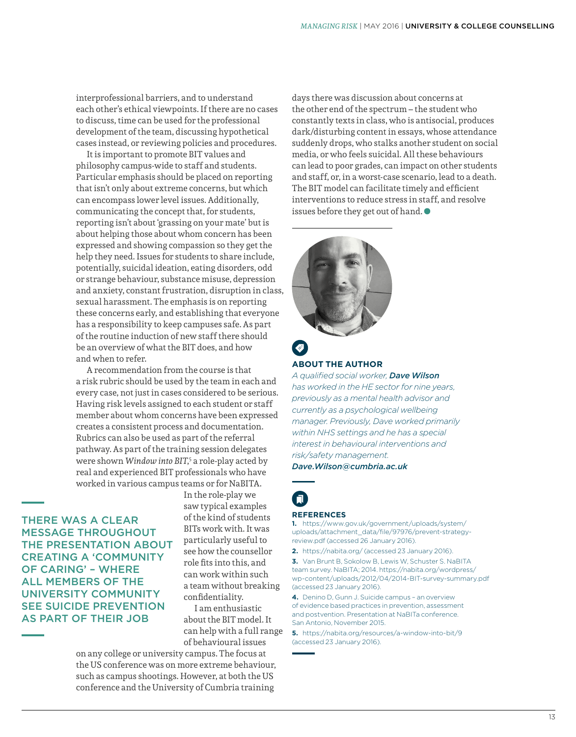interprofessional barriers, and to understand each other's ethical viewpoints. If there are no cases to discuss, time can be used for the professional development of the team, discussing hypothetical cases instead, or reviewing policies and procedures.

It is important to promote BIT values and philosophy campus-wide to staff and students. Particular emphasis should be placed on reporting that isn't only about extreme concerns, but which can encompass lower level issues. Additionally, communicating the concept that, for students, reporting isn't about 'grassing on your mate' but is about helping those about whom concern has been expressed and showing compassion so they get the help they need. Issues for students to share include, potentially, suicidal ideation, eating disorders, odd or strange behaviour, substance misuse, depression and anxiety, constant frustration, disruption in class, sexual harassment. The emphasis is on reporting these concerns early, and establishing that everyone has a responsibility to keep campuses safe. As part of the routine induction of new staff there should be an overview of what the BIT does, and how and when to refer.

A recommendation from the course is that a risk rubric should be used by the team in each and every case, not just in cases considered to be serious. Having risk levels assigned to each student or staff member about whom concerns have been expressed creates a consistent process and documentation. Rubrics can also be used as part of the referral pathway. As part of the training session delegates were shown *Window into BIT*,[5] a role-play acted by real and experienced BIT professionals who have worked in various campus teams or for NaBITA.

> THERE WAS A CLEAR MESSAGE THROUGHOUT THE PRESENTATION ABOUT CREATING A 'COMMUNITY OF CARING' – WHERE ALL MEMBERS OF THE UNIVERSITY COMMUNITY SEE SUICIDE PREVENTION AS PART OF THEIR JOB

In the role-play we saw typical examples of the kind of students BITs work with. It was particularly useful to see how the counsellor role fits into this, and can work within such a team without breaking confidentiality.

I am enthusiastic about the BIT model. It can help with a full range of behavioural issues on any college or university campus. The focus at the US conference was on more extreme behaviour, such as campus shootings. However, at both the US conference and the University of Cumbria training days there was discussion about concerns at the other end of the spectrum – the student who constantly texts in class, who is antisocial, produces dark/disturbing content in essays, whose attendance suddenly drops, who stalks another student on social media, or who feels suicidal. All these behaviours can lead to poor grades, can impact on other students and staff, or, in a worst-case scenario, lead to a death. The BIT model can facilitate timely and efficient interventions to reduce stress in staff, and resolve issues before they get out of hand.

### ABOUT THE AUTHOR

*A qualified social worker, **Dave Wilson** has worked in the HE sector for nine years, previously as a mental health advisor and currently as a psychological wellbeing manager. Previously, Dave worked primarily within NHS settings and he has a special interest in behavioural interventions and risk/safety management.*
***Dave.Wilson@cumbria.ac.uk***

### REFERENCES

1. https://www.gov.uk/government/uploads/system/uploads/attachment_data/file/97976/prevent-strategy-review.pdf (accessed 26 January 2016).
2. https://nabita.org/ (accessed 23 January 2016).
3. Van Brunt B, Sokolow B, Lewis W, Schuster S. NaBITA team survey. NaBITA; 2014. https://nabita.org/wordpress/wp-content/uploads/2012/04/2014-BIT-survey-summary.pdf (accessed 23 January 2016).
4. Denino D, Gunn J. Suicide campus – an overview of evidence based practices in prevention, assessment and postvention. Presentation at NaBITa conference. San Antonio, November 2015.
5. https://nabita.org/resources/a-window-into-bit/9 (accessed 23 January 2016).